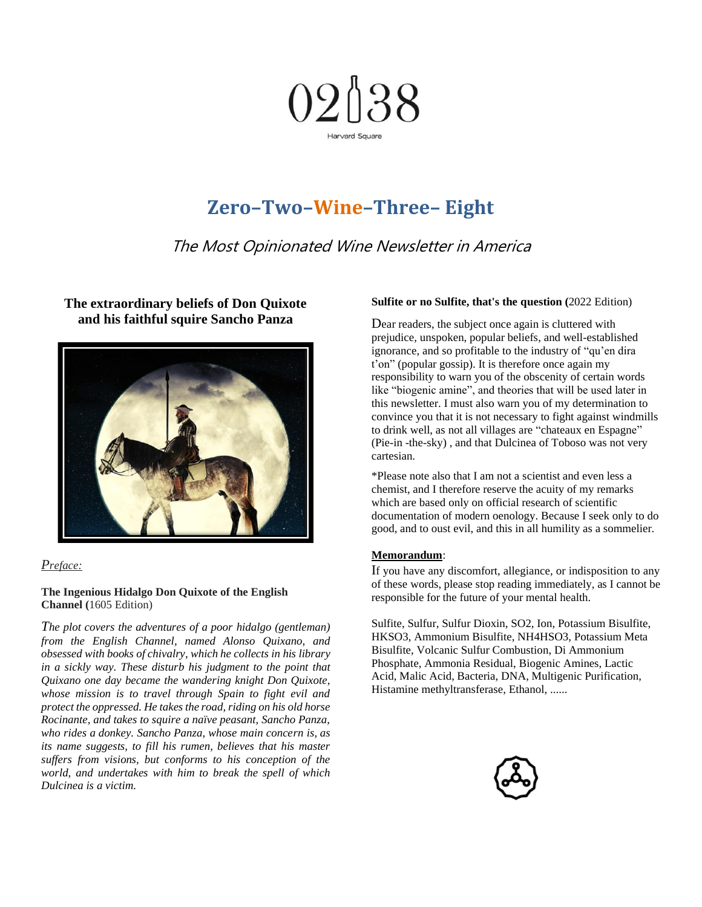02138

Harvard Square

# Zero–Two–Wine–Three– Eight

*The Most Opinionated Wine Newsletter in America*

## The extraordinary beliefs of Don Quixote and his faithful squire Sancho Panza

*Preface:*

**The Ingenious Hidalgo Don Quixote of the English Channel (**1605 Edition)

*The plot covers the adventures of a poor hidalgo (gentleman) from the English Channel, named Alonso Quixano, and obsessed with books of chivalry, which he collects in his library in a sickly way. These disturb his judgment to the point that Quixano one day became the wandering knight Don Quixote, whose mission is to travel through Spain to fight evil and protect the oppressed. He takes the road, riding on his old horse Rocinante, and takes to squire a naïve peasant, Sancho Panza, who rides a donkey. Sancho Panza, whose main concern is, as its name suggests, to fill his rumen, believes that his master suffers from visions, but conforms to his conception of the world, and undertakes with him to break the spell of which Dulcinea is a victim.*

**Sulfite or no Sulfite, that's the question (**2022 Edition)

Dear readers, the subject once again is cluttered with prejudice, unspoken, popular beliefs, and well-established ignorance, and so profitable to the industry of "qu'en dira t'on" (popular gossip). It is therefore once again my responsibility to warn you of the obscenity of certain words like "biogenic amine", and theories that will be used later in this newsletter. I must also warn you of my determination to convince you that it is not necessary to fight against windmills to drink well, as not all villages are "chateaux en Espagne" (Pie-in -the-sky) , and that Dulcinea of Toboso was not very cartesian.

*Please note also that I am not a scientist and even less a chemist, and I therefore reserve the acuity of my remarks which are based only on official research of scientific documentation of modern oenology. Because I seek only to do good, and to oust evil, and this in all humility as a sommelier.

**Memorandum**:

If you have any discomfort, allegiance, or indisposition to any of these words, please stop reading immediately, as I cannot be responsible for the future of your mental health.

Sulfite, Sulfur, Sulfur Dioxin, SO2, Ion, Potassium Bisulfite, HKSO3, Ammonium Bisulfite, NH4HSO3, Potassium Meta Bisulfite, Volcanic Sulfur Combustion, Di Ammonium Phosphate, Ammonia Residual, Biogenic Amines, Lactic Acid, Malic Acid, Bacteria, DNA, Multigenic Purification, Histamine methyltransferase, Ethanol, ......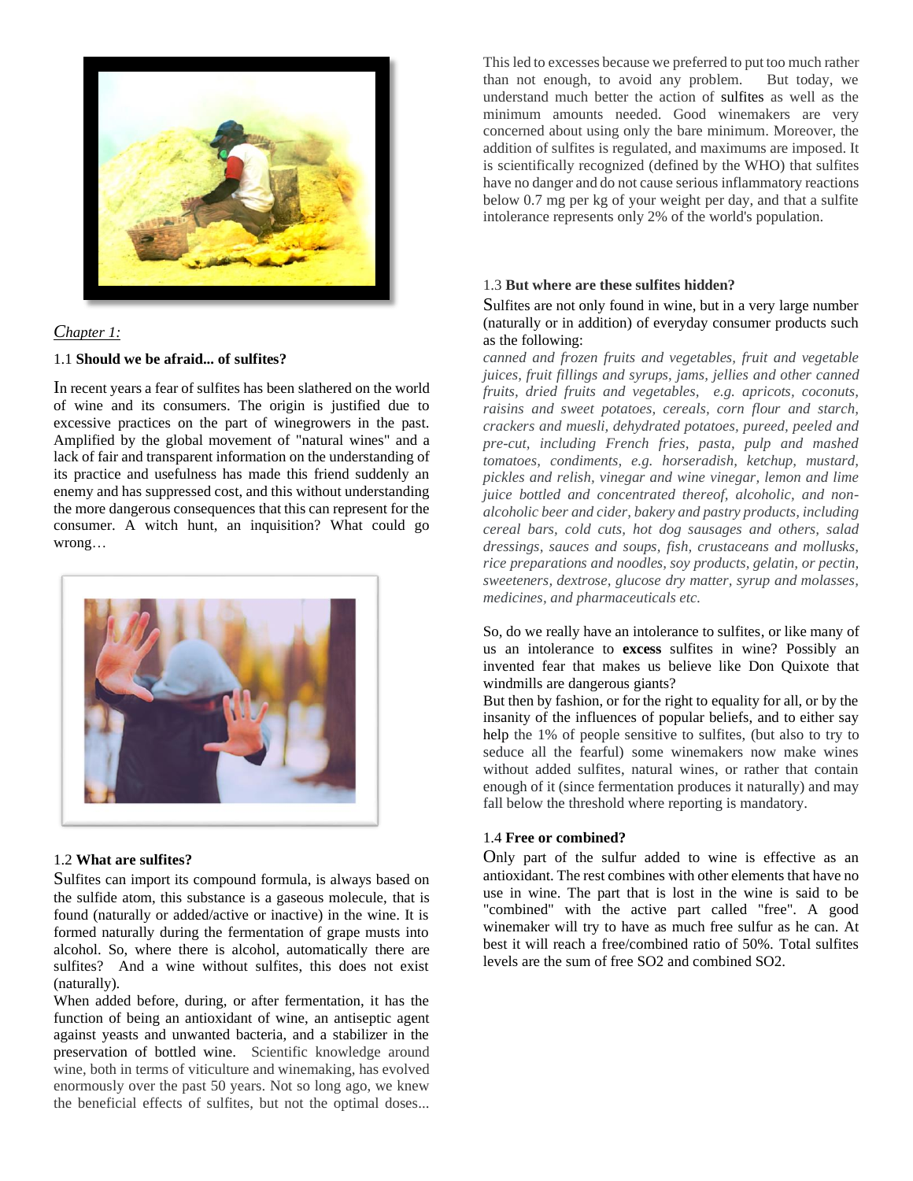*Chapter 1:*

### 1.1 **Should we be afraid... of sulfites?**

In recent years a fear of sulfites has been slathered on the world of wine and its consumers. The origin is justified due to excessive practices on the part of winegrowers in the past. Amplified by the global movement of "natural wines" and a lack of fair and transparent information on the understanding of its practice and usefulness has made this friend suddenly an enemy and has suppressed cost, and this without understanding the more dangerous consequences that this can represent for the consumer. A witch hunt, an inquisition? What could go wrong…

### 1.2 **What are sulfites?**

Sulfites can import its compound formula, is always based on the sulfide atom, this substance is a gaseous molecule, that is found (naturally or added/active or inactive) in the wine. It is formed naturally during the fermentation of grape musts into alcohol. So, where there is alcohol, automatically there are sulfites? And a wine without sulfites, this does not exist (naturally).

When added before, during, or after fermentation, it has the function of being an antioxidant of wine, an antiseptic agent against yeasts and unwanted bacteria, and a stabilizer in the preservation of bottled wine. Scientific knowledge around wine, both in terms of viticulture and winemaking, has evolved enormously over the past 50 years. Not so long ago, we knew the beneficial effects of sulfites, but not the optimal doses... This led to excesses because we preferred to put too much rather than not enough, to avoid any problem. But today, we understand much better the action of sulfites as well as the minimum amounts needed. Good winemakers are very concerned about using only the bare minimum. Moreover, the addition of sulfites is regulated, and maximums are imposed. It is scientifically recognized (defined by the WHO) that sulfites have no danger and do not cause serious inflammatory reactions below 0.7 mg per kg of your weight per day, and that a sulfite intolerance represents only 2% of the world's population.

### 1.3 **But where are these sulfites hidden?**

Sulfites are not only found in wine, but in a very large number (naturally or in addition) of everyday consumer products such as the following:

*canned and frozen fruits and vegetables, fruit and vegetable juices, fruit fillings and syrups, jams, jellies and other canned fruits, dried fruits and vegetables, e.g. apricots, coconuts, raisins and sweet potatoes, cereals, corn flour and starch, crackers and muesli, dehydrated potatoes, pureed, peeled and pre-cut, including French fries, pasta, pulp and mashed tomatoes, condiments, e.g. horseradish, ketchup, mustard, pickles and relish, vinegar and wine vinegar, lemon and lime juice bottled and concentrated thereof, alcoholic, and non-alcoholic beer and cider, bakery and pastry products, including cereal bars, cold cuts, hot dog sausages and others, salad dressings, sauces and soups, fish, crustaceans and mollusks, rice preparations and noodles, soy products, gelatin, or pectin, sweeteners, dextrose, glucose dry matter, syrup and molasses, medicines, and pharmaceuticals etc.*

So, do we really have an intolerance to sulfites, or like many of us an intolerance to **excess** sulfites in wine? Possibly an invented fear that makes us believe like Don Quixote that windmills are dangerous giants?

But then by fashion, or for the right to equality for all, or by the insanity of the influences of popular beliefs, and to either say help the 1% of people sensitive to sulfites, (but also to try to seduce all the fearful) some winemakers now make wines without added sulfites, natural wines, or rather that contain enough of it (since fermentation produces it naturally) and may fall below the threshold where reporting is mandatory.

### 1.4 **Free or combined?**

Only part of the sulfur added to wine is effective as an antioxidant. The rest combines with other elements that have no use in wine. The part that is lost in the wine is said to be "combined" with the active part called "free". A good winemaker will try to have as much free sulfur as he can. At best it will reach a free/combined ratio of 50%. Total sulfites levels are the sum of free $SO_2$ and combined $SO_2$.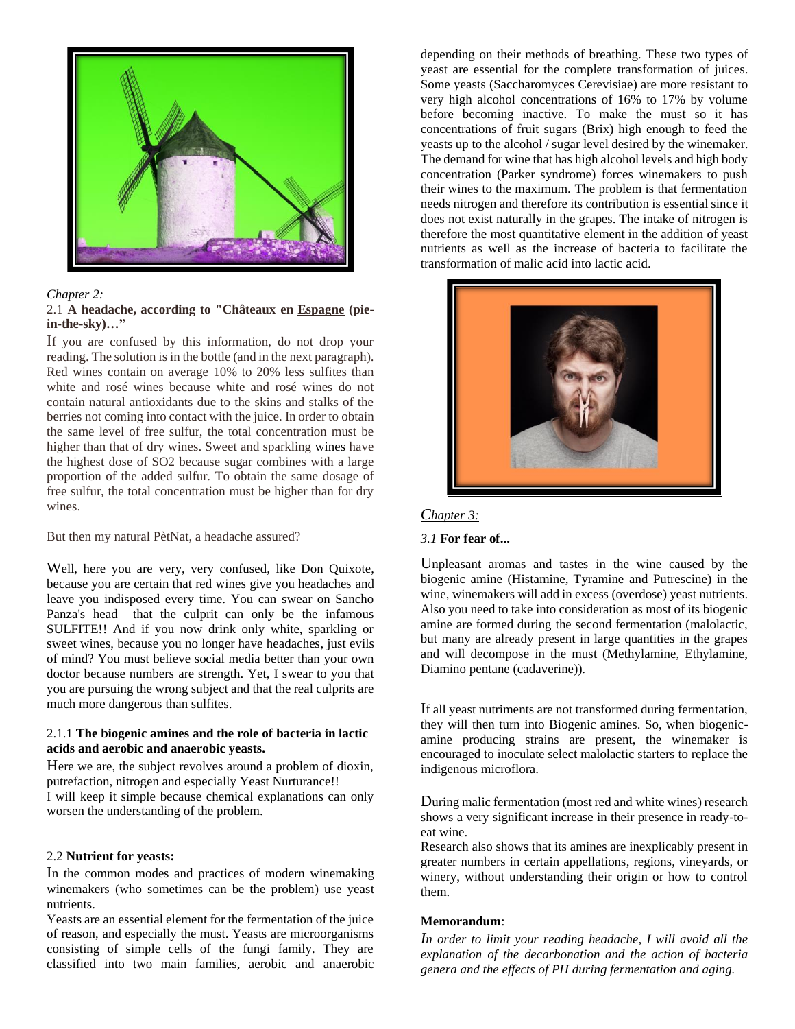*Chapter 2:*

2.1 **A headache, according to "Châteaux en Espagne (pie-in-the-sky)…"**

If you are confused by this information, do not drop your reading. The solution is in the bottle (and in the next paragraph). Red wines contain on average 10% to 20% less sulfites than white and rosé wines because white and rosé wines do not contain natural antioxidants due to the skins and stalks of the berries not coming into contact with the juice. In order to obtain the same level of free sulfur, the total concentration must be higher than that of dry wines. Sweet and sparkling wines have the highest dose of $SO_2$ because sugar combines with a large proportion of the added sulfur. To obtain the same dosage of free sulfur, the total concentration must be higher than for dry wines.

But then my natural PètNat, a headache assured?

Well, here you are very, very confused, like Don Quixote, because you are certain that red wines give you headaches and leave you indisposed every time. You can swear on Sancho Panza's head that the culprit can only be the infamous SULFITE!! And if you now drink only white, sparkling or sweet wines, because you no longer have headaches, just evils of mind? You must believe social media better than your own doctor because numbers are strength. Yet, I swear to you that you are pursuing the wrong subject and that the real culprits are much more dangerous than sulfites.

2.1.1 **The biogenic amines and the role of bacteria in lactic acids and aerobic and anaerobic yeasts.**

Here we are, the subject revolves around a problem of dioxin, putrefaction, nitrogen and especially Yeast Nurturance!!
I will keep it simple because chemical explanations can only worsen the understanding of the problem.

2.2 **Nutrient for yeasts:**

In the common modes and practices of modern winemaking winemakers (who sometimes can be the problem) use yeast nutrients.
Yeasts are an essential element for the fermentation of the juice of reason, and especially the must. Yeasts are microorganisms consisting of simple cells of the fungi family. They are classified into two main families, aerobic and anaerobic depending on their methods of breathing. These two types of yeast are essential for the complete transformation of juices. Some yeasts (Saccharomyces Cerevisiae) are more resistant to very high alcohol concentrations of 16% to 17% by volume before becoming inactive. To make the must so it has concentrations of fruit sugars (Brix) high enough to feed the yeasts up to the alcohol / sugar level desired by the winemaker. The demand for wine that has high alcohol levels and high body concentration (Parker syndrome) forces winemakers to push their wines to the maximum. The problem is that fermentation needs nitrogen and therefore its contribution is essential since it does not exist naturally in the grapes. The intake of nitrogen is therefore the most quantitative element in the addition of yeast nutrients as well as the increase of bacteria to facilitate the transformation of malic acid into lactic acid.

*Chapter 3:*

*3.1* **For fear of...**

Unpleasant aromas and tastes in the wine caused by the biogenic amine (Histamine, Tyramine and Putrescine) in the wine, winemakers will add in excess (overdose) yeast nutrients. Also you need to take into consideration as most of its biogenic amine are formed during the second fermentation (malolactic, but many are already present in large quantities in the grapes and will decompose in the must (Methylamine, Ethylamine, Diamino pentane (cadaverine)).

If all yeast nutriments are not transformed during fermentation, they will then turn into Biogenic amines. So, when biogenic-amine producing strains are present, the winemaker is encouraged to inoculate select malolactic starters to replace the indigenous microflora.

During malic fermentation (most red and white wines) research shows a very significant increase in their presence in ready-to-eat wine.
Research also shows that its amines are inexplicably present in greater numbers in certain appellations, regions, vineyards, or winery, without understanding their origin or how to control them.

**Memorandum**:

*In order to limit your reading headache, I will avoid all the explanation of the decarbonation and the action of bacteria genera and the effects of PH during fermentation and aging.*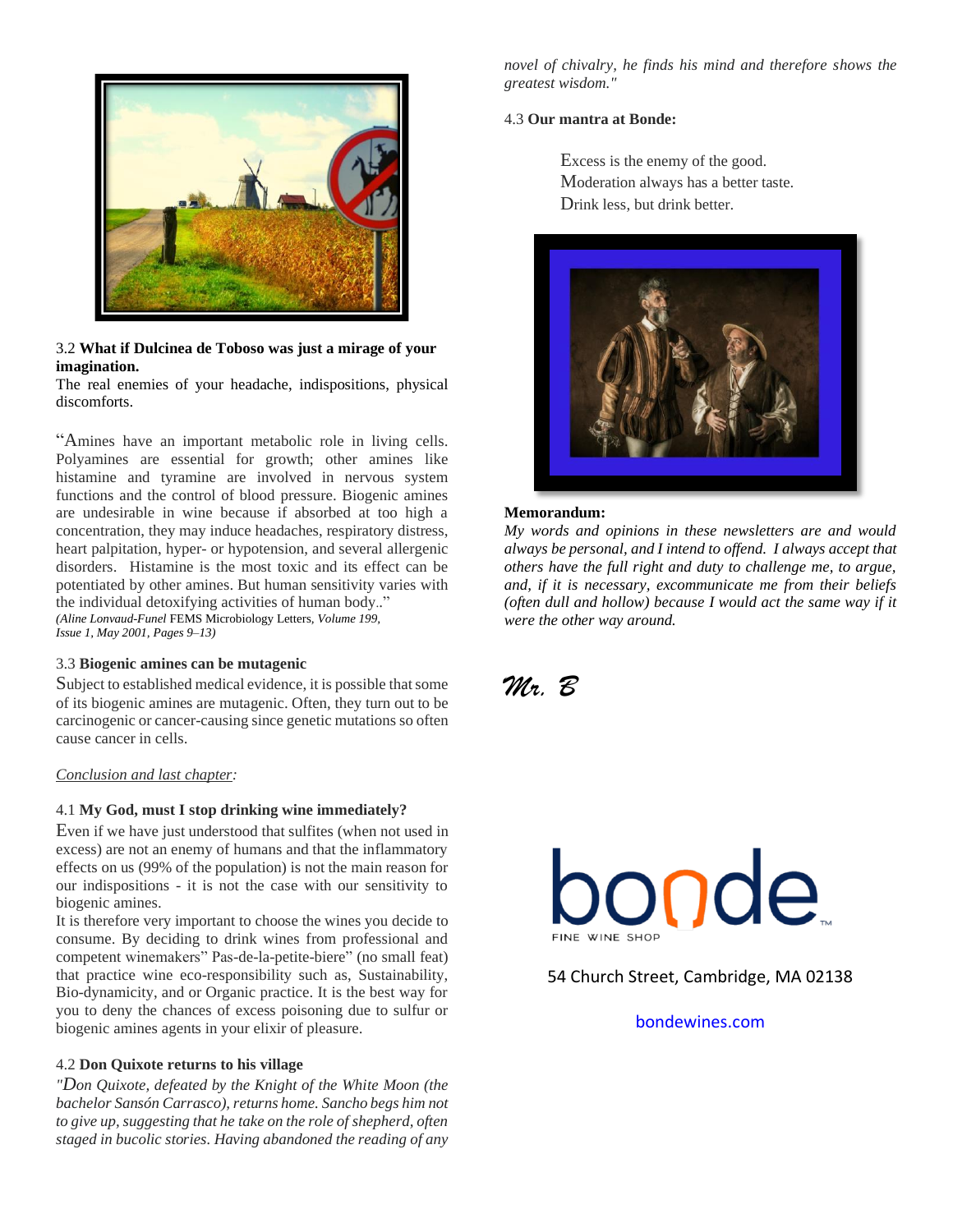3.2 **What if Dulcinea de Toboso was just a mirage of your imagination.**

The real enemies of your headache, indispositions, physical discomforts.

"Amines have an important metabolic role in living cells. Polyamines are essential for growth; other amines like histamine and tyramine are involved in nervous system functions and the control of blood pressure. Biogenic amines are undesirable in wine because if absorbed at too high a concentration, they may induce headaches, respiratory distress, heart palpitation, hyper- or hypotension, and several allergenic disorders. Histamine is the most toxic and its effect can be potentiated by other amines. But human sensitivity varies with the individual detoxifying activities of human body.."
*(Aline Lonvaud-Funel* FEMS Microbiology Letters*, Volume 199, Issue 1, May 2001, Pages 9–13)*

3.3 **Biogenic amines can be mutagenic**

Subject to established medical evidence, it is possible that some of its biogenic amines are mutagenic. Often, they turn out to be carcinogenic or cancer-causing since genetic mutations so often cause cancer in cells.

*Conclusion and last chapter:*

4.1 **My God, must I stop drinking wine immediately?**

Even if we have just understood that sulfites (when not used in excess) are not an enemy of humans and that the inflammatory effects on us (99% of the population) is not the main reason for our indispositions - it is not the case with our sensitivity to biogenic amines.

It is therefore very important to choose the wines you decide to consume. By deciding to drink wines from professional and competent winemakers" Pas-de-la-petite-biere" (no small feat) that practice wine eco-responsibility such as, Sustainability, Bio-dynamicity, and or Organic practice. It is the best way for you to deny the chances of excess poisoning due to sulfur or biogenic amines agents in your elixir of pleasure.

4.2 **Don Quixote returns to his village**

*"Don Quixote, defeated by the Knight of the White Moon (the bachelor Sansón Carrasco), returns home. Sancho begs him not to give up, suggesting that he take on the role of shepherd, often staged in bucolic stories. Having abandoned the reading of any novel of chivalry, he finds his mind and therefore shows the greatest wisdom."*

4.3 **Our mantra at Bonde:**

Excess is the enemy of the good.
Moderation always has a better taste.
Drink less, but drink better.

**Memorandum:**

*My words and opinions in these newsletters are and would always be personal, and I intend to offend. I always accept that others have the full right and duty to challenge me, to argue, and, if it is necessary, excommunicate me from their beliefs (often dull and hollow) because I would act the same way if it were the other way around.*

*Mr. B*

bonde™
FINE WINE SHOP

54 Church Street, Cambridge, MA 02138

bondewines.com